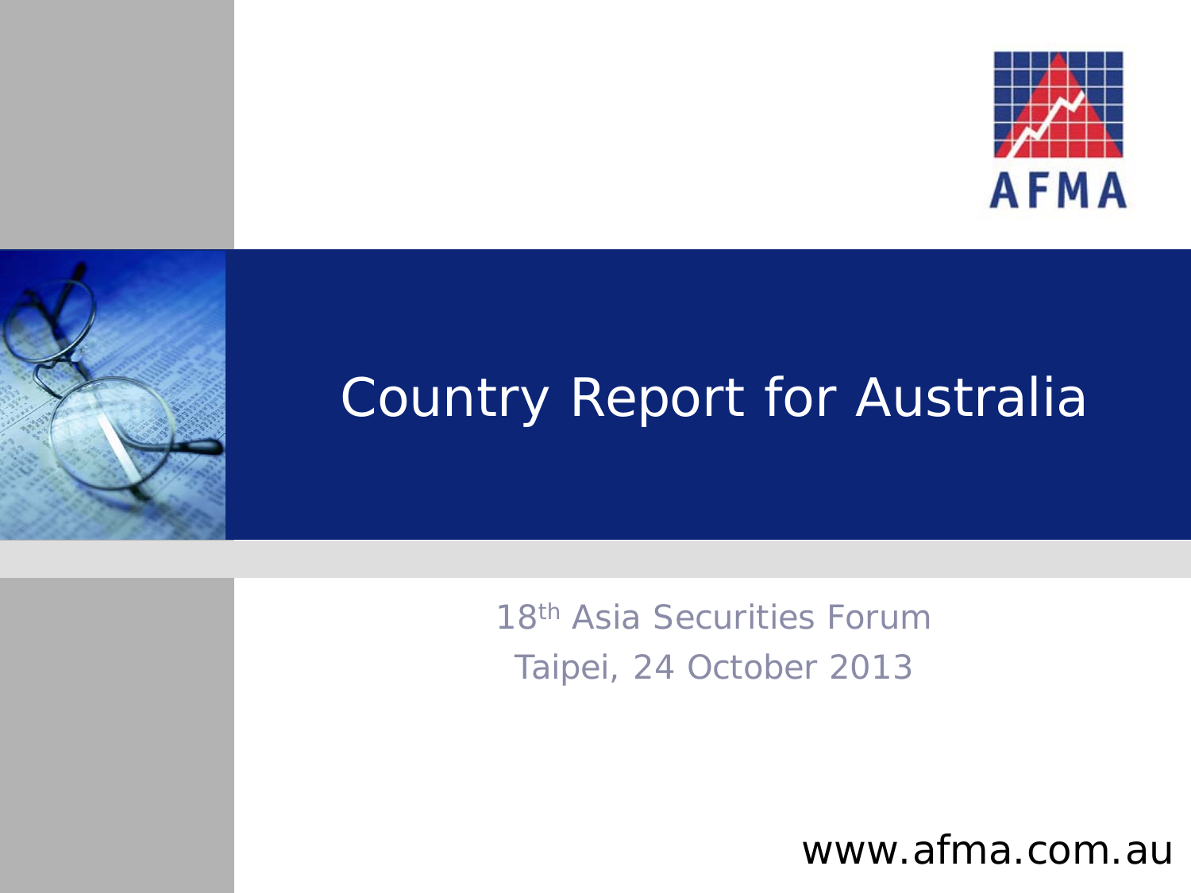AFMA

# Country Report for Australia

18th Asia Securities Forum

Taipei, 24 October 2013

www.afma.com.au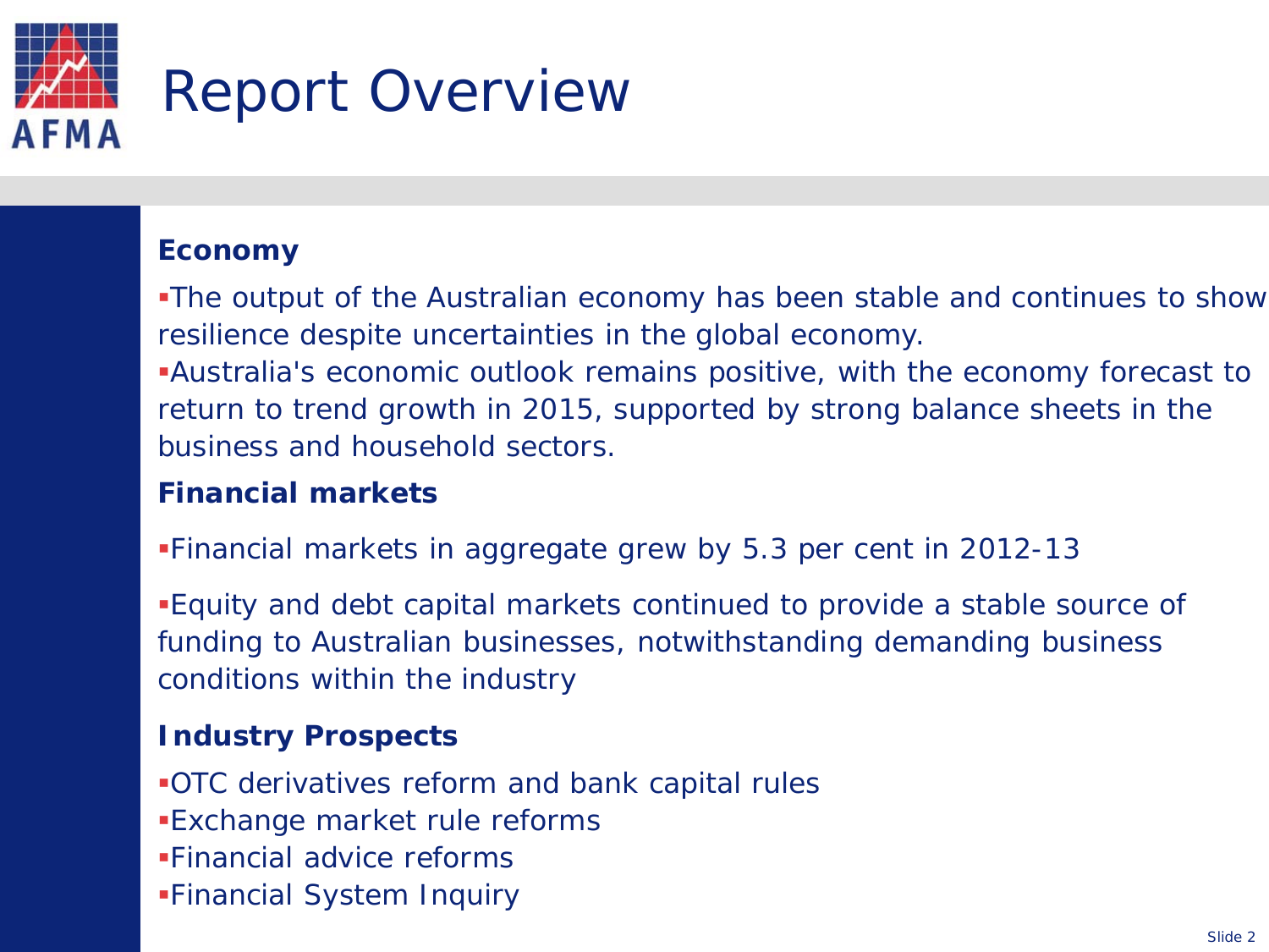# Report Overview

### Economy

- The output of the Australian economy has been stable and continues to show resilience despite uncertainties in the global economy.
- Australia's economic outlook remains positive, with the economy forecast to return to trend growth in 2015, supported by strong balance sheets in the business and household sectors.

### Financial markets

- Financial markets in aggregate grew by 5.3 per cent in 2012-13
- Equity and debt capital markets continued to provide a stable source of funding to Australian businesses, notwithstanding demanding business conditions within the industry

### Industry Prospects

- OTC derivatives reform and bank capital rules
- Exchange market rule reforms
- Financial advice reforms
- Financial System Inquiry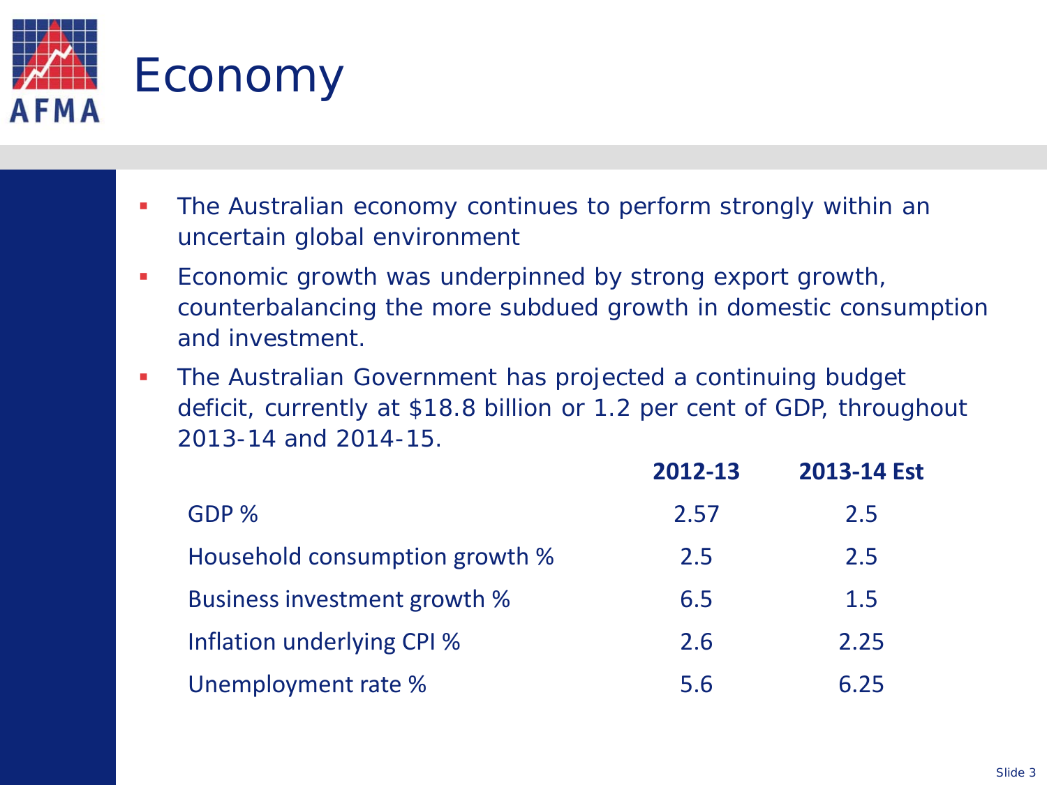# Economy

- The Australian economy continues to perform strongly within an uncertain global environment
- Economic growth was underpinned by strong export growth, counterbalancing the more subdued growth in domestic consumption and investment.
- The Australian Government has projected a continuing budget deficit, currently at $18.8 billion or 1.2 per cent of GDP, throughout 2013-14 and 2014-15.

| | 2012-13 | 2013-14 Est |
|---|---|---|
| GDP % | 2.57 | 2.5 |
| Household consumption growth % | 2.5 | 2.5 |
| Business investment growth % | 6.5 | 1.5 |
| Inflation underlying CPI % | 2.6 | 2.25 |
| Unemployment rate % | 5.6 | 6.25 |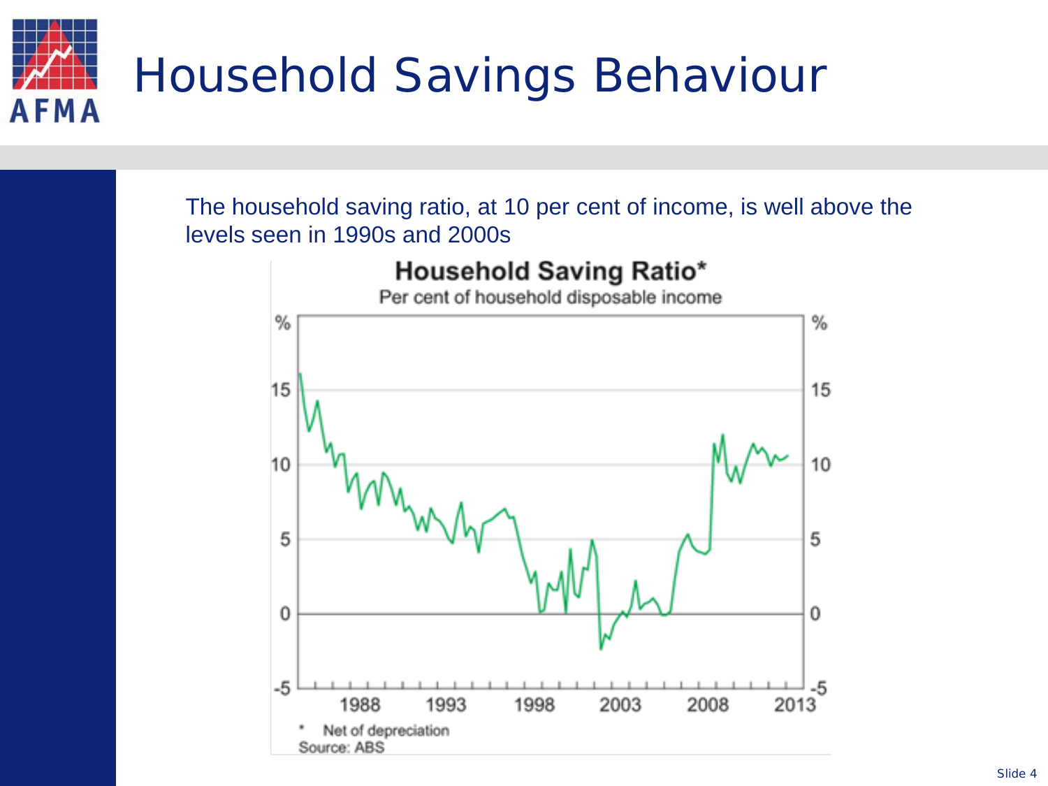# Household Savings Behaviour

The household saving ratio, at 10 per cent of income, is well above the levels seen in 1990s and 2000s

**Household Saving Ratio***

Per cent of household disposable income

\* Net of depreciation

Source: ABS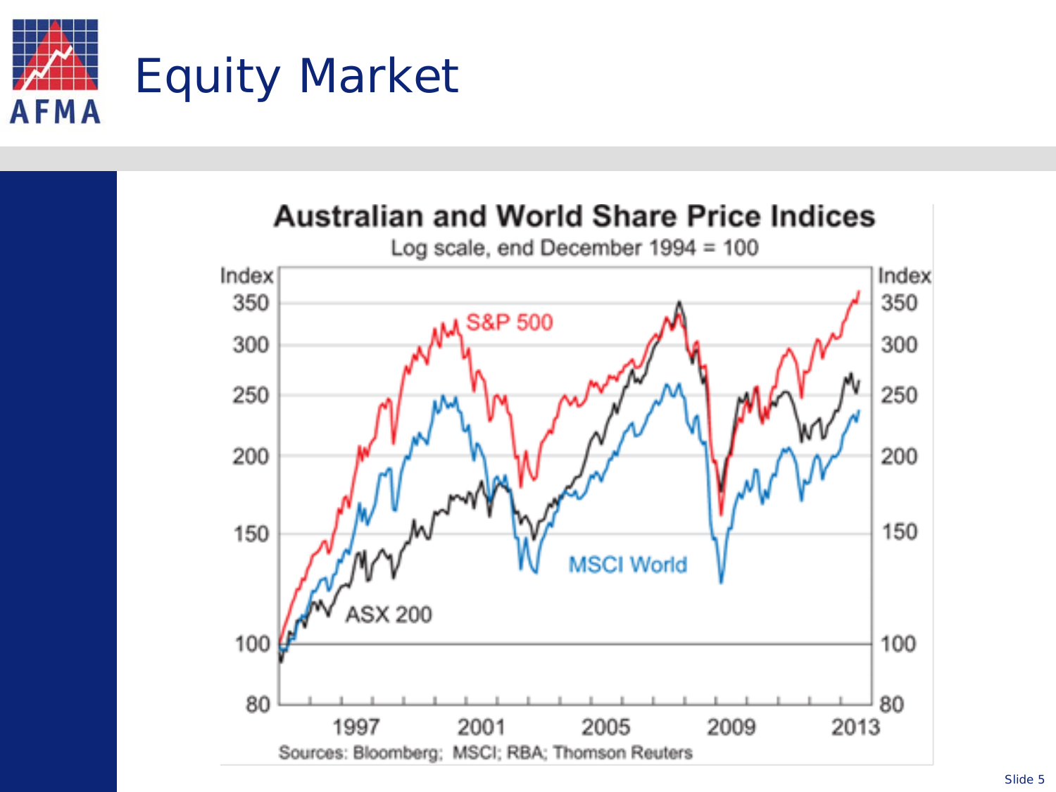# Equity Market

**Australian and World Share Price Indices**

Log scale, end December 1994 = 100

Sources: Bloomberg; MSCI; RBA; Thomson Reuters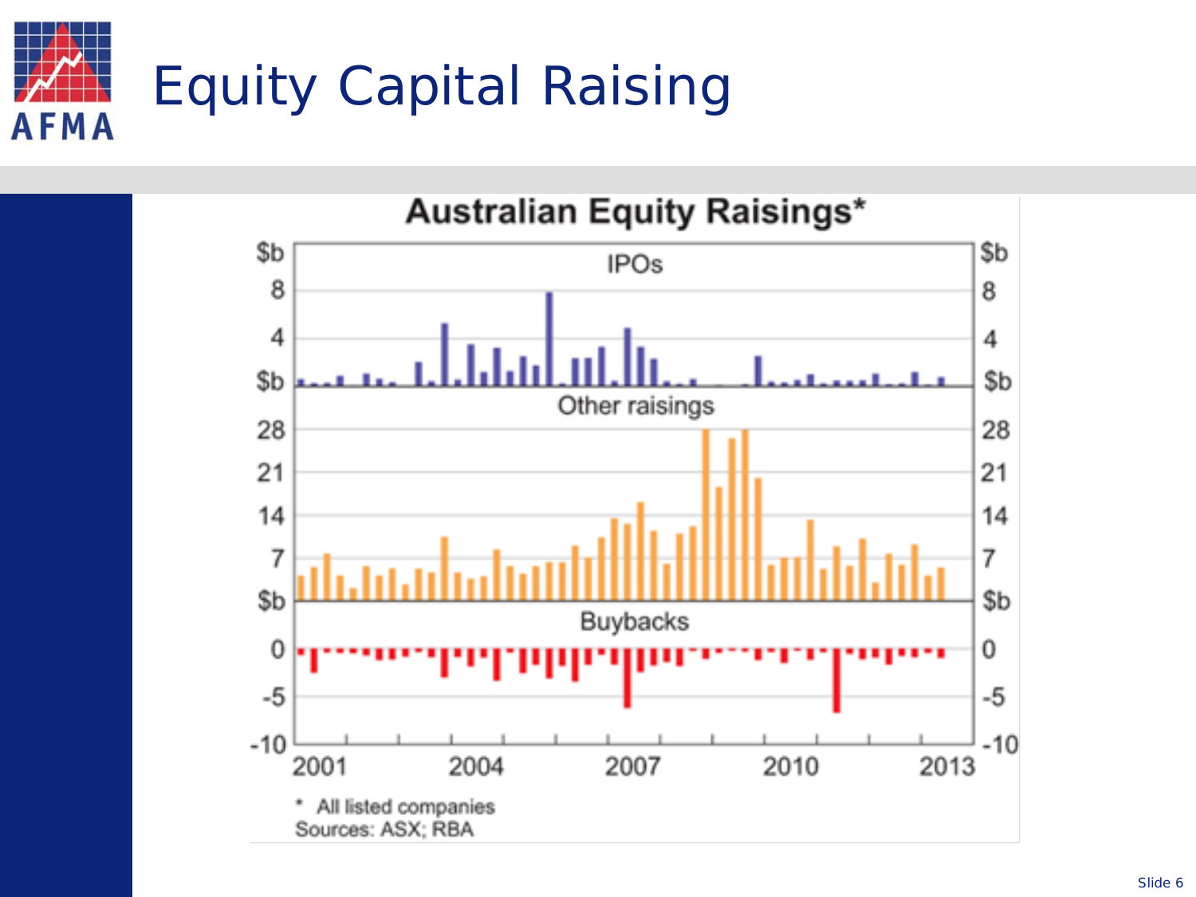# Equity Capital Raising

**Australian Equity Raisings***

IPOs

Other raisings

Buybacks

\* All listed companies
Sources: ASX; RBA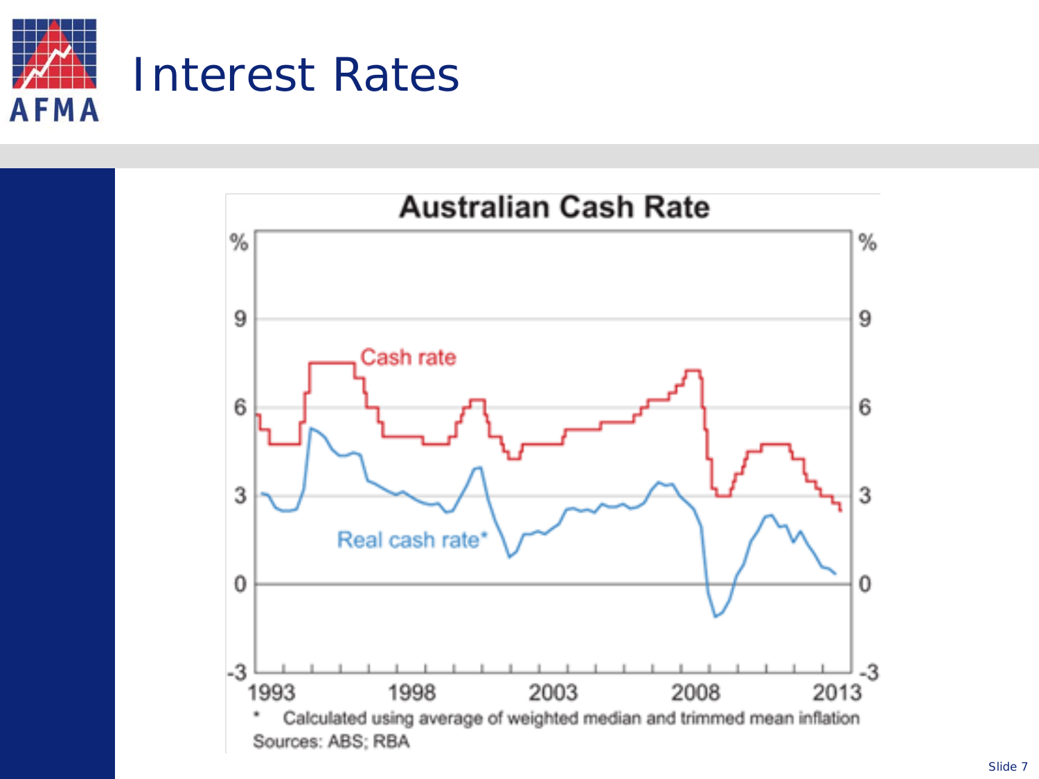# Interest Rates

**Australian Cash Rate**

Cash rate

Real cash rate*

\* Calculated using average of weighted median and trimmed mean inflation

Sources: ABS; RBA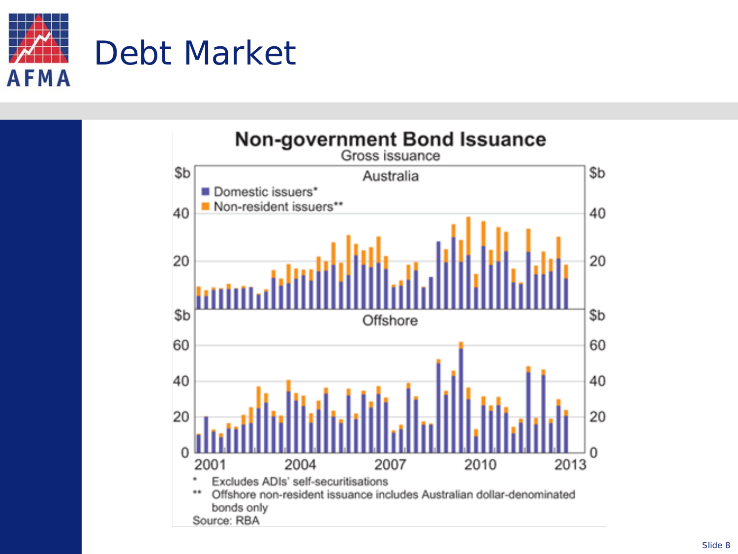# Debt Market

## Non-government Bond Issuance

Gross issuance

Australia

- Domestic issuers*
- Non-resident issuers**

Offshore

\* Excludes ADIs' self-securitisations

** Offshore non-resident issuance includes Australian dollar-denominated bonds only

Source: RBA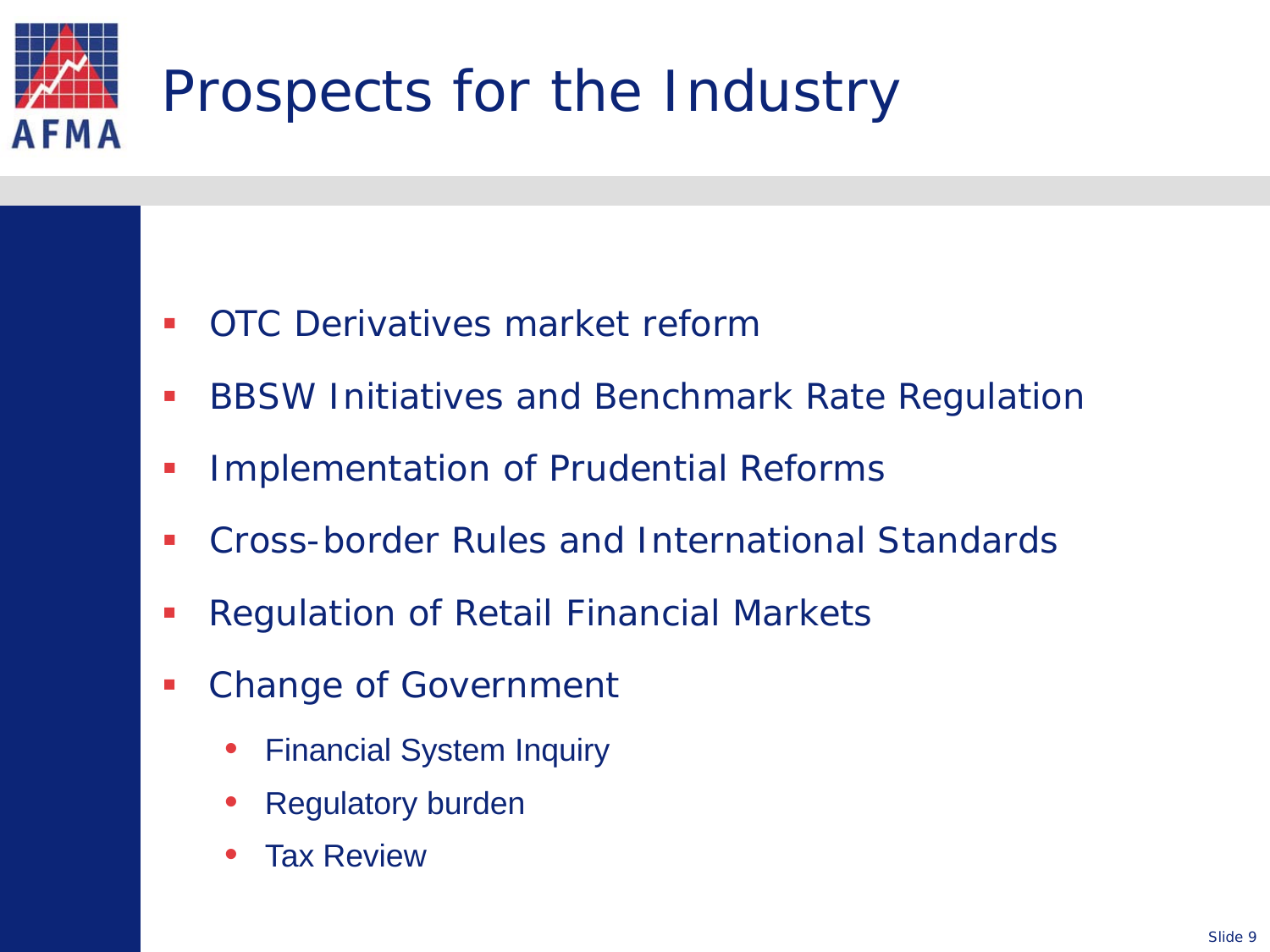# Prospects for the Industry

- OTC Derivatives market reform
- BBSW Initiatives and Benchmark Rate Regulation
- Implementation of Prudential Reforms
- Cross-border Rules and International Standards
- Regulation of Retail Financial Markets
- Change of Government
  - Financial System Inquiry
  - Regulatory burden
  - Tax Review